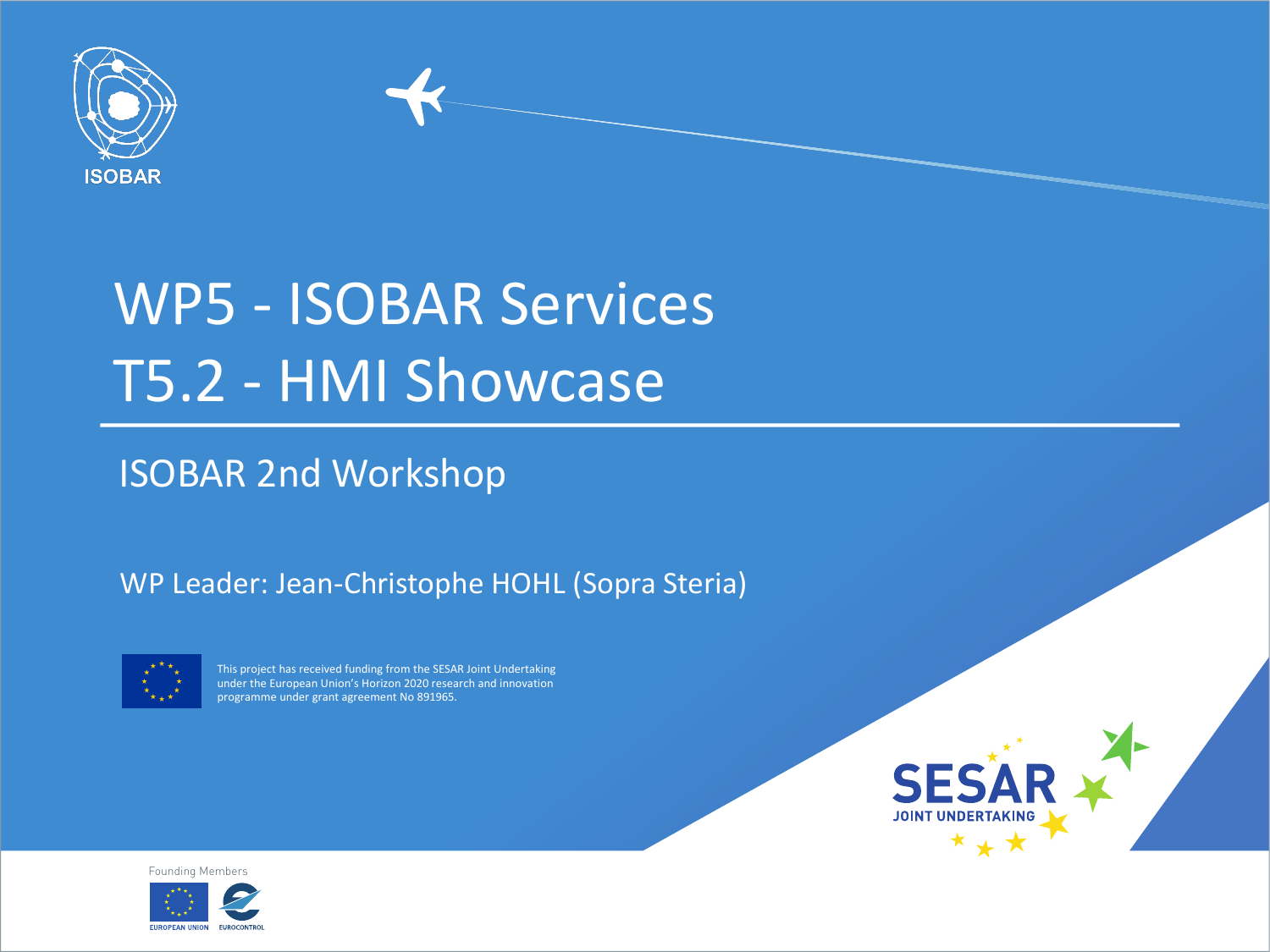# WP5 - ISOBAR Services
# T5.2 - HMI Showcase

## ISOBAR 2nd Workshop

WP Leader: Jean-Christophe HOHL (Sopra Steria)

This project has received funding from the SESAR Joint Undertaking under the European Union's Horizon 2020 research and innovation programme under grant agreement No 891965.

Founding Members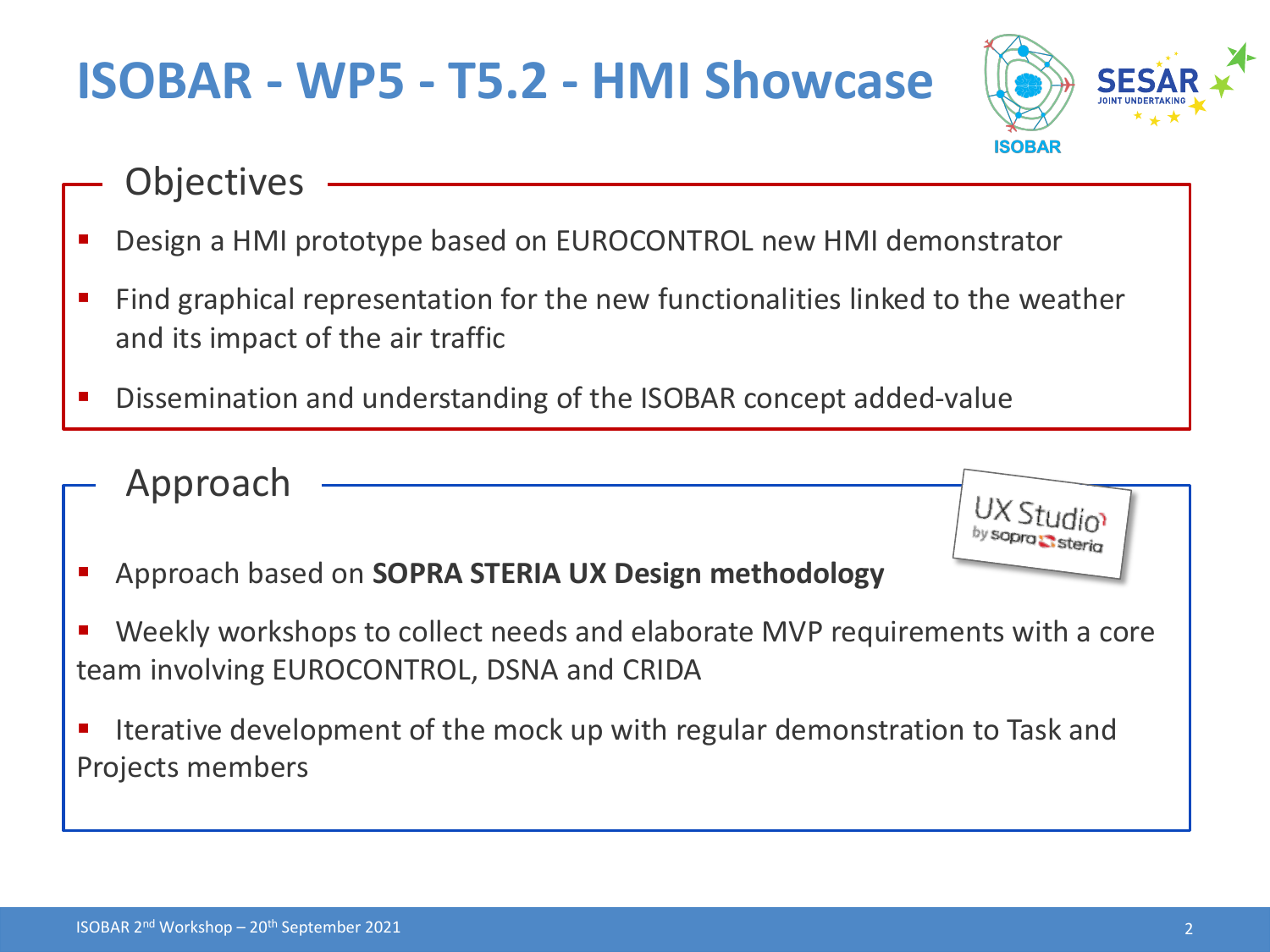# ISOBAR - WP5 - T5.2 - HMI Showcase

## Objectives

- Design a HMI prototype based on EUROCONTROL new HMI demonstrator
- Find graphical representation for the new functionalities linked to the weather and its impact of the air traffic
- Dissemination and understanding of the ISOBAR concept added-value

## Approach

- Approach based on **SOPRA STERIA UX Design methodology**
- Weekly workshops to collect needs and elaborate MVP requirements with a core team involving EUROCONTROL, DSNA and CRIDA
- Iterative development of the mock up with regular demonstration to Task and Projects members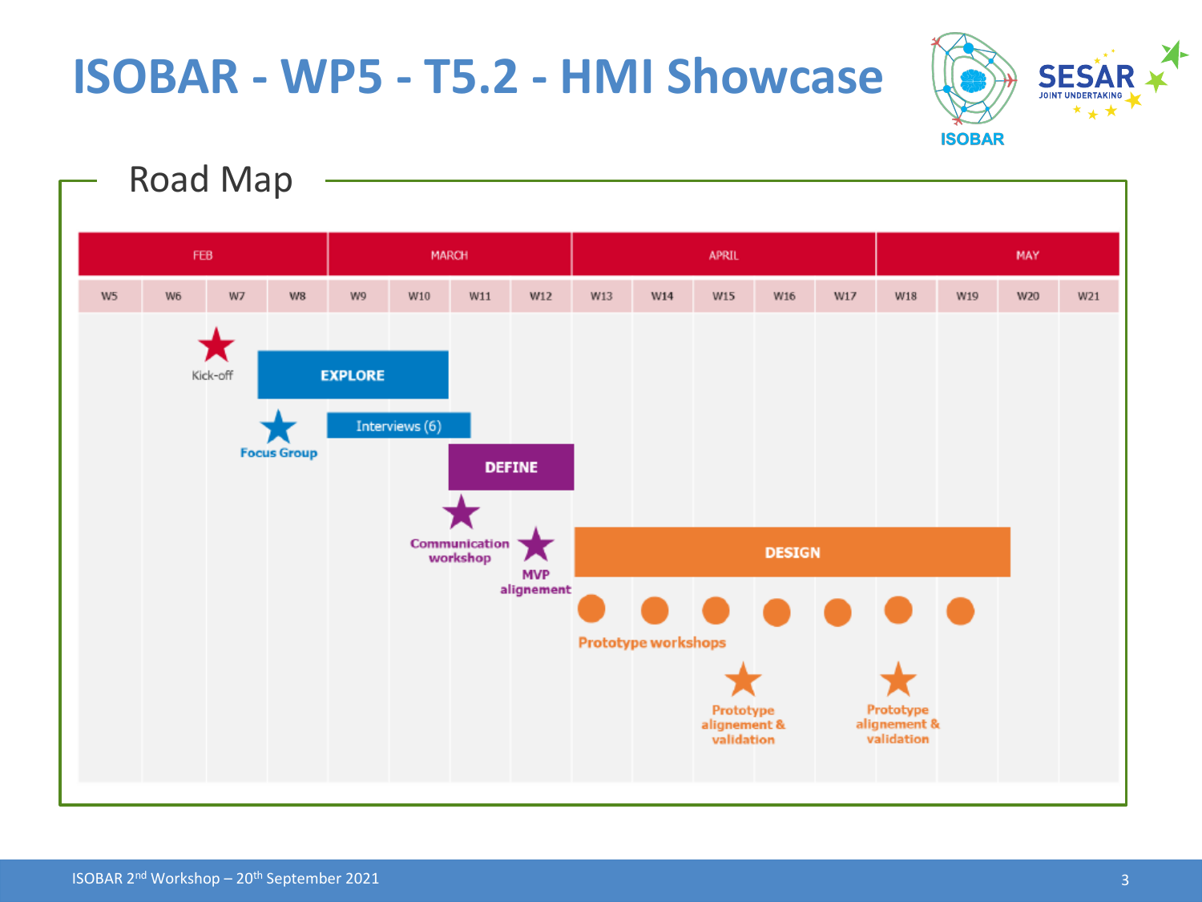# ISOBAR - WP5 - T5.2 - HMI Showcase

## Road Map

| FEB | | | | MARCH | | | | APRIL | | | | | MAY | | | |
|---|---|---|---|---|---|---|---|---|---|---|---|---|---|---|---|---|
| W5 | W6 | W7 | W8 | W9 | W10 | W11 | W12 | W13 | W14 | W15 | W16 | W17 | W18 | W19 | W20 | W21 |

- Kick-off (W7)
- **EXPLORE** (W8–W10)
- **Focus Group** (W8)
- Interviews (6) (W9–W10)
- **DEFINE** (W11–W12)
- **Communication workshop** (W11)
- **MVP alignement** (W12)
- **DESIGN** (W13–W19)
- **Prototype workshops** (W13–W19)
- **Prototype alignement & validation** (W15)
- **Prototype alignement & validation** (W18)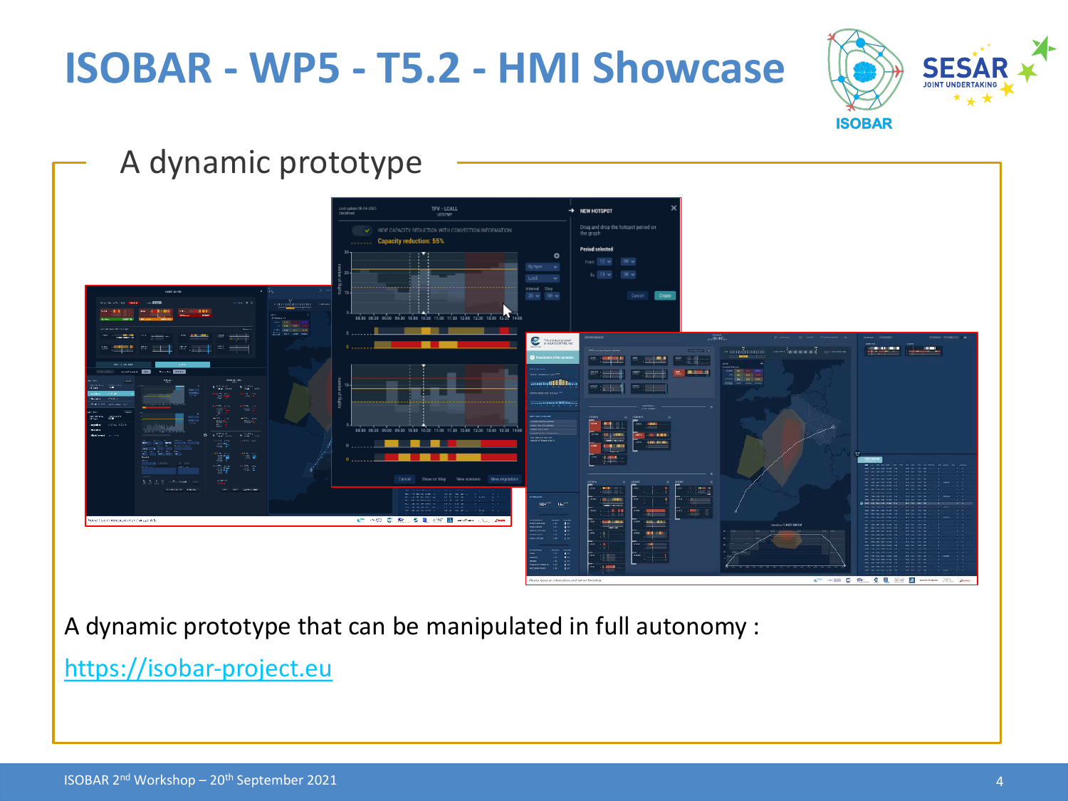# ISOBAR - WP5 - T5.2 - HMI Showcase

## A dynamic prototype

A dynamic prototype that can be manipulated in full autonomy :

https://isobar-project.eu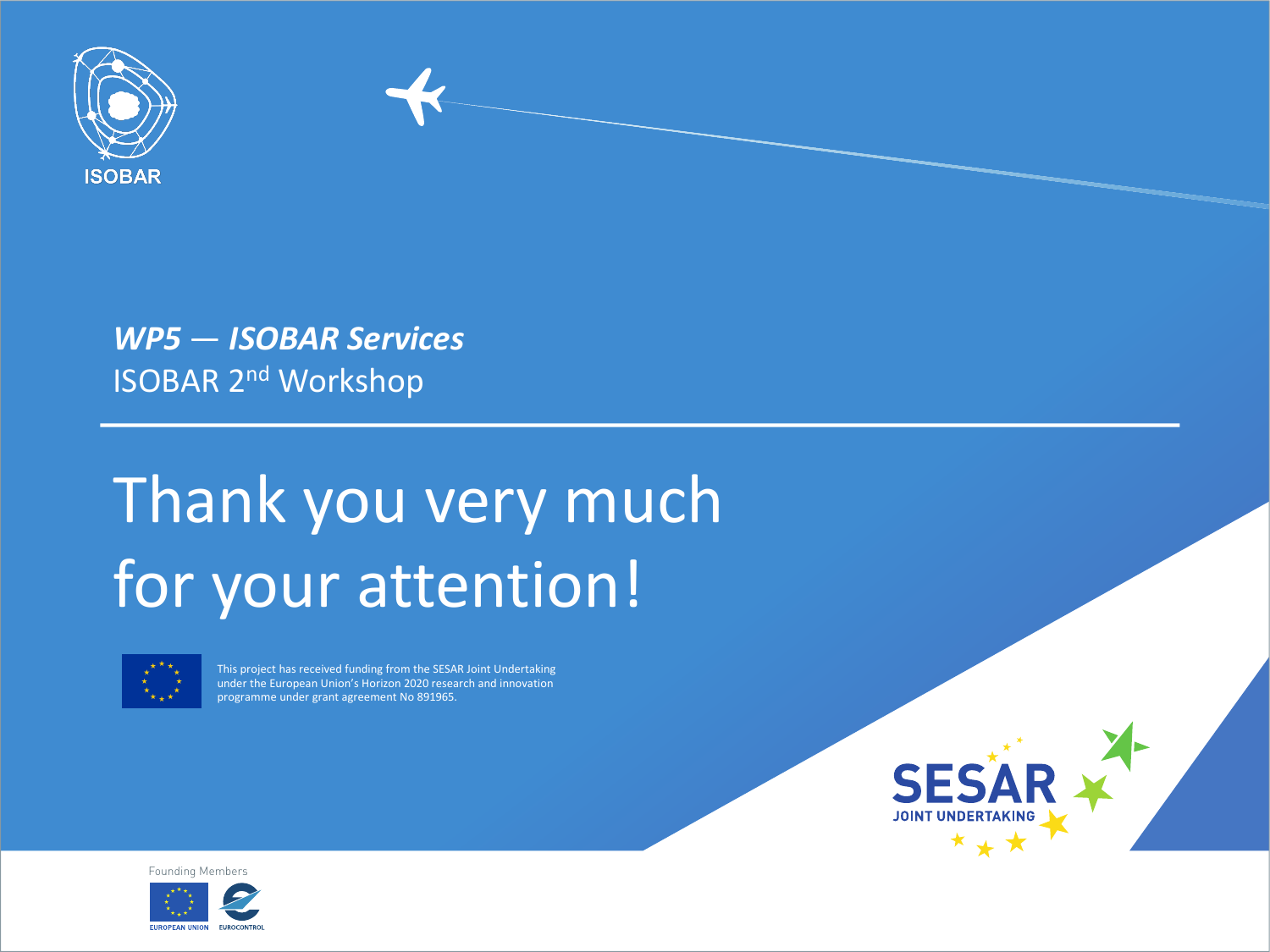***WP5 — ISOBAR Services***

ISOBAR 2nd Workshop

# Thank you very much for your attention!

This project has received funding from the SESAR Joint Undertaking under the European Union's Horizon 2020 research and innovation programme under grant agreement No 891965.

Founding Members